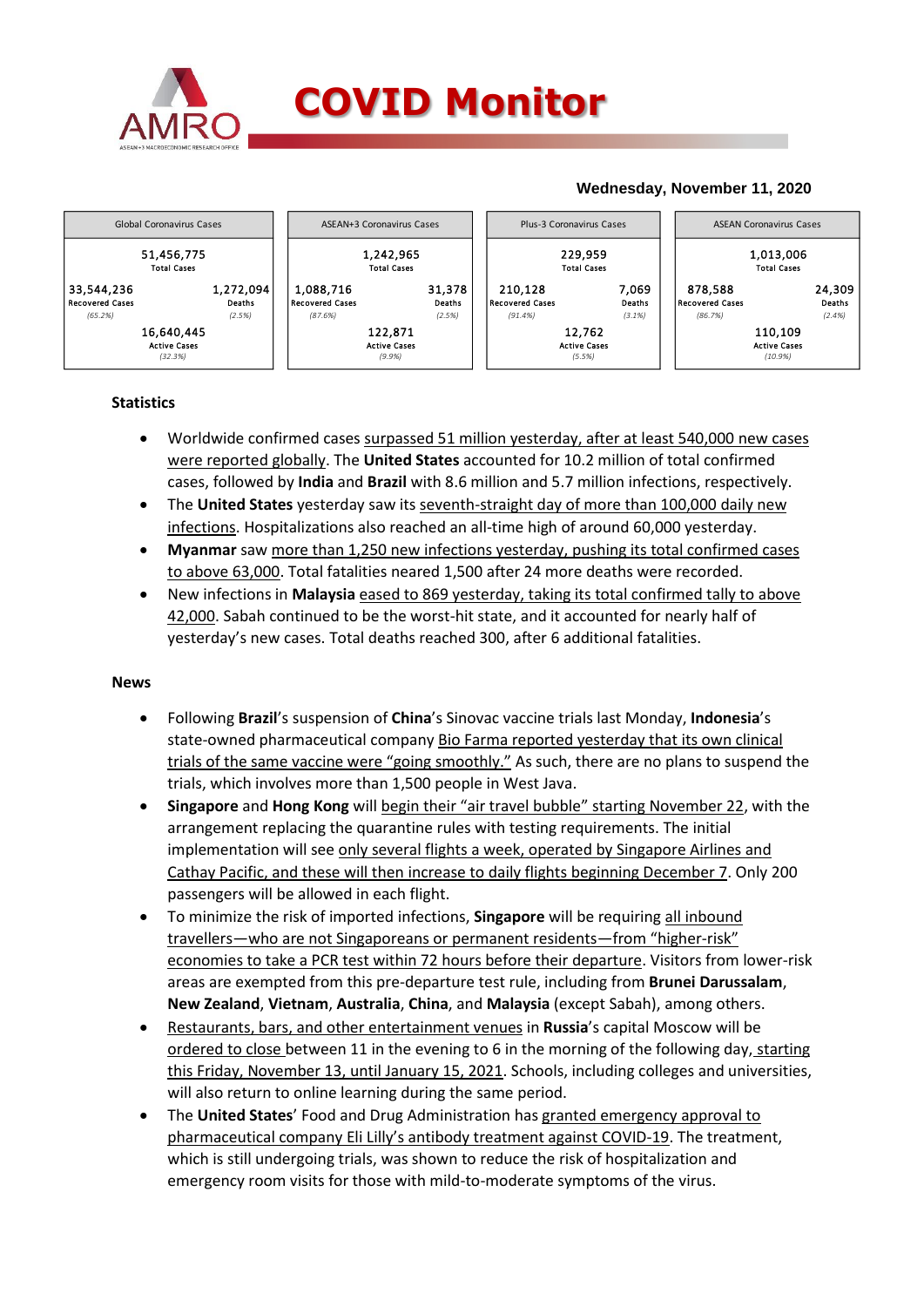# COVID Monitor

**Wednesday, November 11, 2020**

| Global Coronavirus Cases | | ASEAN+3 Coronavirus Cases | | Plus-3 Coronavirus Cases | | ASEAN Coronavirus Cases | |
|---|---|---|---|---|---|---|---|
| 51,456,775 Total Cases | | 1,242,965 Total Cases | | 229,959 Total Cases | | 1,013,006 Total Cases | |
| 33,544,236 Recovered Cases (65.2%) | 1,272,094 Deaths (2.5%) | 1,088,716 Recovered Cases (87.6%) | 31,378 Deaths (2.5%) | 210,128 Recovered Cases (91.4%) | 7,069 Deaths (3.1%) | 878,588 Recovered Cases (86.7%) | 24,309 Deaths (2.4%) |
| 16,640,445 Active Cases (32.3%) | | 122,871 Active Cases (9.9%) | | 12,762 Active Cases (5.5%) | | 110,109 Active Cases (10.9%) | |

## Statistics

- Worldwide confirmed cases surpassed 51 million yesterday, after at least 540,000 new cases were reported globally. The **United States** accounted for 10.2 million of total confirmed cases, followed by **India** and **Brazil** with 8.6 million and 5.7 million infections, respectively.
- The **United States** yesterday saw its seventh-straight day of more than 100,000 daily new infections. Hospitalizations also reached an all-time high of around 60,000 yesterday.
- **Myanmar** saw more than 1,250 new infections yesterday, pushing its total confirmed cases to above 63,000. Total fatalities neared 1,500 after 24 more deaths were recorded.
- New infections in **Malaysia** eased to 869 yesterday, taking its total confirmed tally to above 42,000. Sabah continued to be the worst-hit state, and it accounted for nearly half of yesterday's new cases. Total deaths reached 300, after 6 additional fatalities.

## News

- Following **Brazil**'s suspension of **China**'s Sinovac vaccine trials last Monday, **Indonesia**'s state-owned pharmaceutical company Bio Farma reported yesterday that its own clinical trials of the same vaccine were "going smoothly." As such, there are no plans to suspend the trials, which involves more than 1,500 people in West Java.
- **Singapore** and **Hong Kong** will begin their "air travel bubble" starting November 22, with the arrangement replacing the quarantine rules with testing requirements. The initial implementation will see only several flights a week, operated by Singapore Airlines and Cathay Pacific, and these will then increase to daily flights beginning December 7. Only 200 passengers will be allowed in each flight.
- To minimize the risk of imported infections, **Singapore** will be requiring all inbound travellers—who are not Singaporeans or permanent residents—from "higher-risk" economies to take a PCR test within 72 hours before their departure. Visitors from lower-risk areas are exempted from this pre-departure test rule, including from **Brunei Darussalam**, **New Zealand**, **Vietnam**, **Australia**, **China**, and **Malaysia** (except Sabah), among others.
- Restaurants, bars, and other entertainment venues in **Russia**'s capital Moscow will be ordered to close between 11 in the evening to 6 in the morning of the following day, starting this Friday, November 13, until January 15, 2021. Schools, including colleges and universities, will also return to online learning during the same period.
- The **United States**' Food and Drug Administration has granted emergency approval to pharmaceutical company Eli Lilly's antibody treatment against COVID-19. The treatment, which is still undergoing trials, was shown to reduce the risk of hospitalization and emergency room visits for those with mild-to-moderate symptoms of the virus.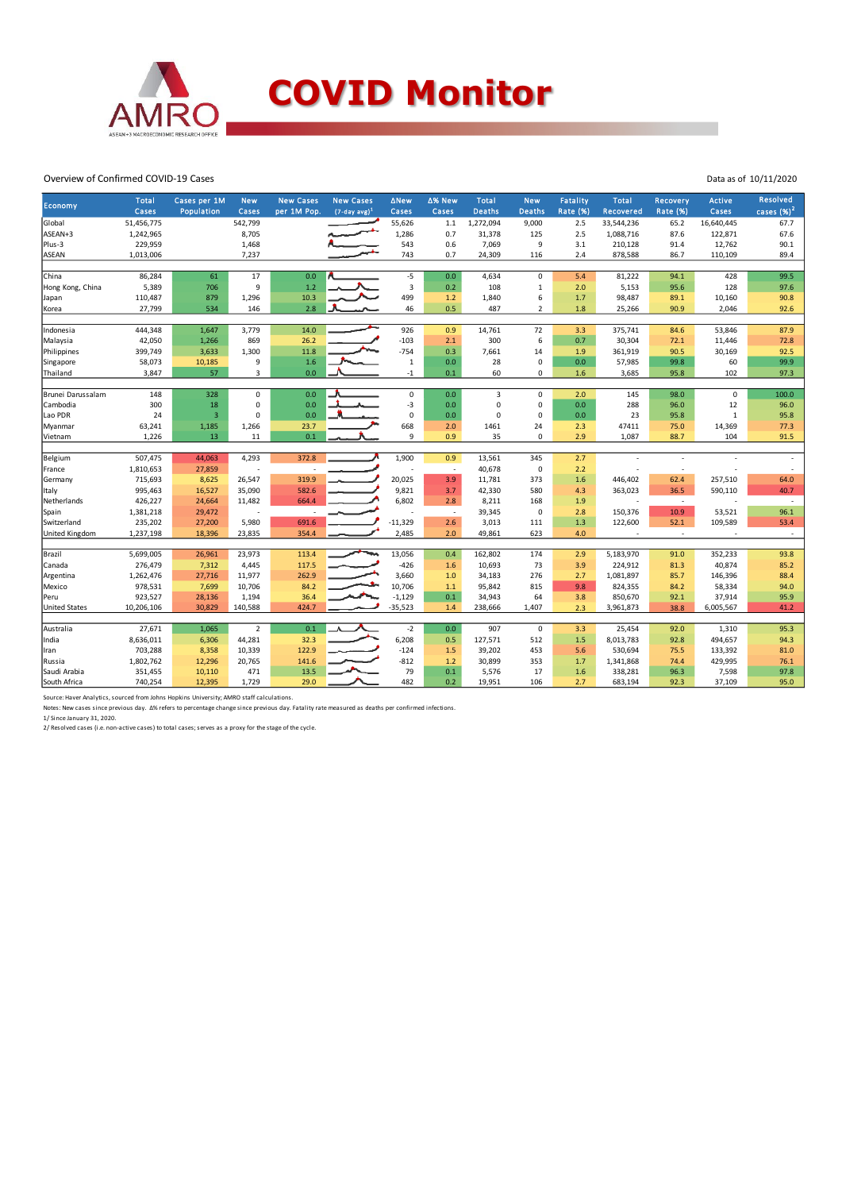# COVID Monitor

Overview of Confirmed COVID-19 Cases

Data as of 10/11/2020

| Economy | Total Cases | Cases per 1M Population | New Cases | New Cases per 1M Pop. | New Cases (7-day avg)[1] | ΔNew Cases | Δ% New Cases | Total Deaths | New Deaths | Fatality Rate (%) | Total Recovered | Recovery Rate (%) | Active Cases | Resolved cases (%)[2] |
|---|---|---|---|---|---|---|---|---|---|---|---|---|---|---|
| Global | 51,456,775 | | 542,799 | | | 55,626 | 1.1 | 1,272,094 | 9,000 | 2.5 | 33,544,236 | 65.2 | 16,640,445 | 67.7 |
| ASEAN+3 | 1,242,965 | | 8,705 | | | 1,286 | 0.7 | 31,378 | 125 | 2.5 | 1,088,716 | 87.6 | 122,871 | 67.6 |
| Plus-3 | 229,959 | | 1,468 | | | 543 | 0.6 | 7,069 | 9 | 3.1 | 210,128 | 91.4 | 12,762 | 90.1 |
| ASEAN | 1,013,006 | | 7,237 | | | 743 | 0.7 | 24,309 | 116 | 2.4 | 878,588 | 86.7 | 110,109 | 89.4 |
| | | | | | | | | | | | | | | |
| China | 86,284 | 61 | 17 | 0.0 | | -5 | 0.0 | 4,634 | 0 | 5.4 | 81,222 | 94.1 | 428 | 99.5 |
| Hong Kong, China | 5,389 | 706 | 9 | 1.2 | | 3 | 0.2 | 108 | 1 | 2.0 | 5,153 | 95.6 | 128 | 97.6 |
| Japan | 110,487 | 879 | 1,296 | 10.3 | | 499 | 1.2 | 1,840 | 6 | 1.7 | 98,487 | 89.1 | 10,160 | 90.8 |
| Korea | 27,799 | 534 | 146 | 2.8 | | 46 | 0.5 | 487 | 2 | 1.8 | 25,266 | 90.9 | 2,046 | 92.6 |
| | | | | | | | | | | | | | | |
| Indonesia | 444,348 | 1,647 | 3,779 | 14.0 | | 926 | 0.9 | 14,761 | 72 | 3.3 | 375,741 | 84.6 | 53,846 | 87.9 |
| Malaysia | 42,050 | 1,266 | 869 | 26.2 | | -103 | 2.1 | 300 | 6 | 0.7 | 30,304 | 72.1 | 11,446 | 72.8 |
| Philippines | 399,749 | 3,633 | 1,300 | 11.8 | | -754 | 0.3 | 7,661 | 14 | 1.9 | 361,919 | 90.5 | 30,169 | 92.5 |
| Singapore | 58,073 | 10,185 | 9 | 1.6 | | 1 | 0.0 | 28 | 0 | 0.0 | 57,985 | 99.8 | 60 | 99.9 |
| Thailand | 3,847 | 57 | 3 | 0.0 | | -1 | 0.1 | 60 | 0 | 1.6 | 3,685 | 95.8 | 102 | 97.3 |
| | | | | | | | | | | | | | | |
| Brunei Darussalam | 148 | 328 | 0 | 0.0 | | 0 | 0.0 | 3 | 0 | 2.0 | 145 | 98.0 | 0 | 100.0 |
| Cambodia | 300 | 18 | 0 | 0.0 | | -3 | 0.0 | 0 | 0 | 0.0 | 288 | 96.0 | 12 | 96.0 |
| Lao PDR | 24 | 3 | 0 | 0.0 | | 0 | 0.0 | 0 | 0 | 0.0 | 23 | 95.8 | 1 | 95.8 |
| Myanmar | 63,241 | 1,185 | 1,266 | 23.7 | | 668 | 2.0 | 1461 | 24 | 2.3 | 47411 | 75.0 | 14,369 | 77.3 |
| Vietnam | 1,226 | 13 | 11 | 0.1 | | 9 | 0.9 | 35 | 0 | 2.9 | 1,087 | 88.7 | 104 | 91.5 |
| | | | | | | | | | | | | | | |
| Belgium | 507,475 | 44,063 | 4,293 | 372.8 | | 1,900 | 0.9 | 13,561 | 345 | 2.7 | - | - | - | - |
| France | 1,810,653 | 27,859 | - | - | | - | - | 40,678 | 0 | 2.2 | - | - | - | - |
| Germany | 715,693 | 8,625 | 26,547 | 319.9 | | 20,025 | 3.9 | 11,781 | 373 | 1.6 | 446,402 | 62.4 | 257,510 | 64.0 |
| Italy | 995,463 | 16,527 | 35,090 | 582.6 | | 9,821 | 3.7 | 42,330 | 580 | 4.3 | 363,023 | 36.5 | 590,110 | 40.7 |
| Netherlands | 426,227 | 24,664 | 11,482 | 664.4 | | 6,802 | 2.8 | 8,211 | 168 | 1.9 | - | - | - | - |
| Spain | 1,381,218 | 29,472 | - | - | | - | - | 39,345 | 0 | 2.8 | 150,376 | 10.9 | 53,521 | 96.1 |
| Switzerland | 235,202 | 27,200 | 5,980 | 691.6 | | -11,329 | 2.6 | 3,013 | 111 | 1.3 | 122,600 | 52.1 | 109,589 | 53.4 |
| United Kingdom | 1,237,198 | 18,396 | 23,835 | 354.4 | | 2,485 | 2.0 | 49,861 | 623 | 4.0 | - | - | - | - |
| | | | | | | | | | | | | | | |
| Brazil | 5,699,005 | 26,961 | 23,973 | 113.4 | | 13,056 | 0.4 | 162,802 | 174 | 2.9 | 5,183,970 | 91.0 | 352,233 | 93.8 |
| Canada | 276,479 | 7,312 | 4,445 | 117.5 | | -426 | 1.6 | 10,693 | 73 | 3.9 | 224,912 | 81.3 | 40,874 | 85.2 |
| Argentina | 1,262,476 | 27,716 | 11,977 | 262.9 | | 3,660 | 1.0 | 34,183 | 276 | 2.7 | 1,081,897 | 85.7 | 146,396 | 88.4 |
| Mexico | 978,531 | 7,699 | 10,706 | 84.2 | | 10,706 | 1.1 | 95,842 | 815 | 9.8 | 824,355 | 84.2 | 58,334 | 94.0 |
| Peru | 923,527 | 28,136 | 1,194 | 36.4 | | -1,129 | 0.1 | 34,943 | 64 | 3.8 | 850,670 | 92.1 | 37,914 | 95.9 |
| United States | 10,206,106 | 30,829 | 140,588 | 424.7 | | -35,523 | 1.4 | 238,666 | 1,407 | 2.3 | 3,961,873 | 38.8 | 6,005,567 | 41.2 |
| | | | | | | | | | | | | | | |
| Australia | 27,671 | 1,065 | 2 | 0.1 | | -2 | 0.0 | 907 | 0 | 3.3 | 25,454 | 92.0 | 1,310 | 95.3 |
| India | 8,636,011 | 6,306 | 44,281 | 32.3 | | 6,208 | 0.5 | 127,571 | 512 | 1.5 | 8,013,783 | 92.8 | 494,657 | 94.3 |
| Iran | 703,288 | 8,358 | 10,339 | 122.9 | | -124 | 1.5 | 39,202 | 453 | 5.6 | 530,694 | 75.5 | 133,392 | 81.0 |
| Russia | 1,802,762 | 12,296 | 20,765 | 141.6 | | -812 | 1.2 | 30,899 | 353 | 1.7 | 1,341,868 | 74.4 | 429,995 | 76.1 |
| Saudi Arabia | 351,455 | 10,110 | 471 | 13.5 | | 79 | 0.1 | 5,576 | 17 | 1.6 | 338,281 | 96.3 | 7,598 | 97.8 |
| South Africa | 740,254 | 12,395 | 1,729 | 29.0 | | 482 | 0.2 | 19,951 | 106 | 2.7 | 683,194 | 92.3 | 37,109 | 95.0 |

Source: Haver Analytics, sourced from Johns Hopkins University; AMRO staff calculations.

Notes: New cases since previous day. Δ% refers to percentage change since previous day. Fatality rate measured as deaths per confirmed infections.

1/ Since January 31, 2020.

2/ Resolved cases (i.e. non-active cases) to total cases; serves as a proxy for the stage of the cycle.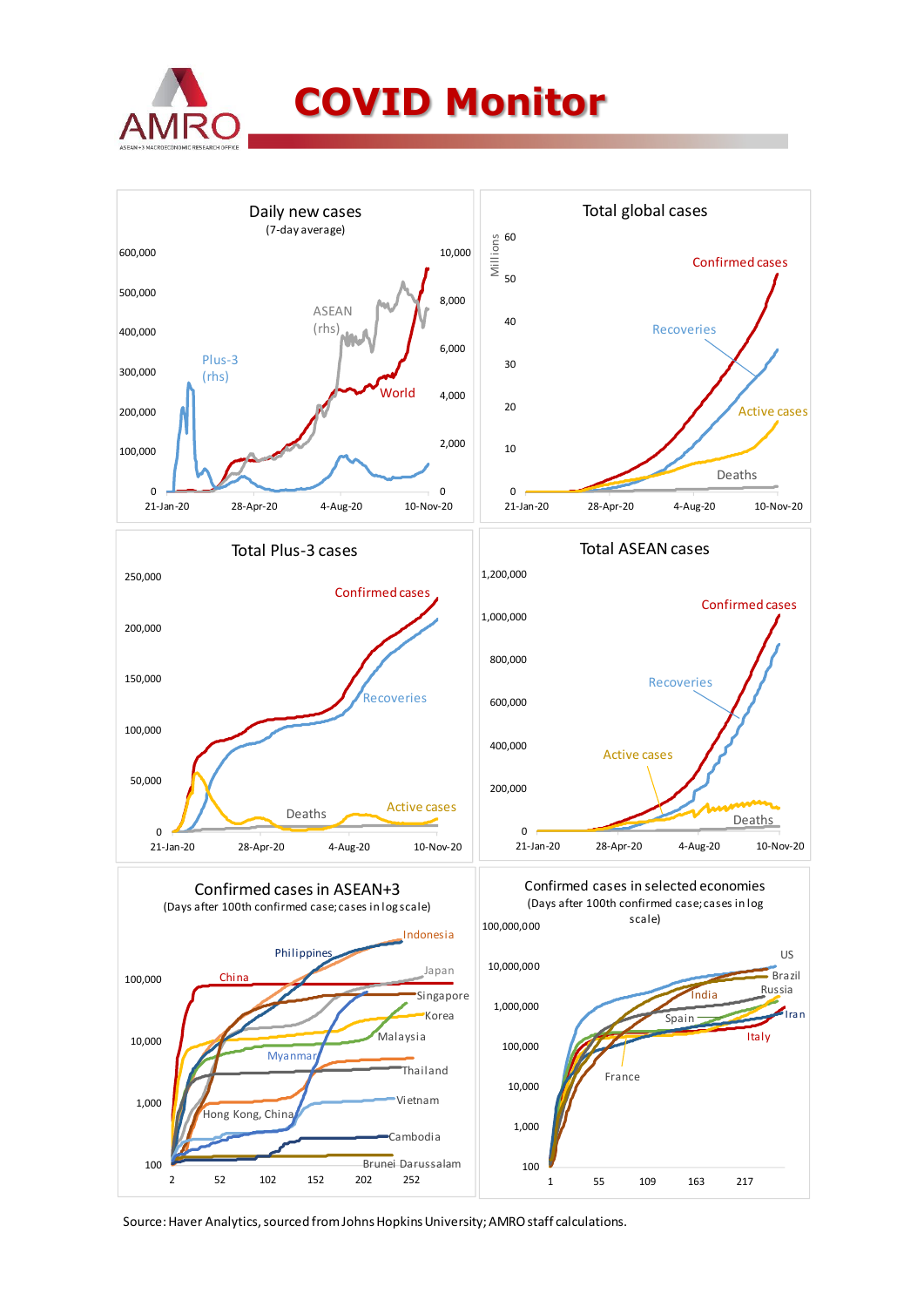# COVID Monitor

AMRO

ASEAN+3 MACROECONOMIC RESEARCH OFFICE

## Daily new cases

(7-day average)

600,000
500,000
400,000
300,000
200,000
100,000
0

10,000
8,000
6,000
4,000
2,000
0

21-Jan-20 28-Apr-20 4-Aug-20 10-Nov-20

ASEAN (rhs)
Plus-3 (rhs)
World

## Total global cases

Millions

60
50
40
30
20
10
0

21-Jan-20 28-Apr-20 4-Aug-20 10-Nov-20

Confirmed cases
Recoveries
Active cases
Deaths

## Total Plus-3 cases

250,000
200,000
150,000
100,000
50,000
0

21-Jan-20 28-Apr-20 4-Aug-20 10-Nov-20

Confirmed cases
Recoveries
Deaths
Active cases

## Total ASEAN cases

1,200,000
1,000,000
800,000
600,000
400,000
200,000
0

21-Jan-20 28-Apr-20 4-Aug-20 10-Nov-20

Confirmed cases
Recoveries
Active cases
Deaths

## Confirmed cases in ASEAN+3

(Days after 100th confirmed case; cases in log scale)

100,000
10,000
1,000
100

2 52 102 152 202 252

Indonesia
Philippines
Japan
China
Singapore
Korea
Malaysia
Myanmar
Thailand
Vietnam
Hong Kong, China
Cambodia
Brunei Darussalam

## Confirmed cases in selected economies

(Days after 100th confirmed case; cases in log scale)

100,000,000
10,000,000
1,000,000
100,000
10,000
1,000
100

1 55 109 163 217

US
Brazil
Russia
India
Iran
Spain
Italy
France

Source: Haver Analytics, sourced from Johns Hopkins University; AMRO staff calculations.